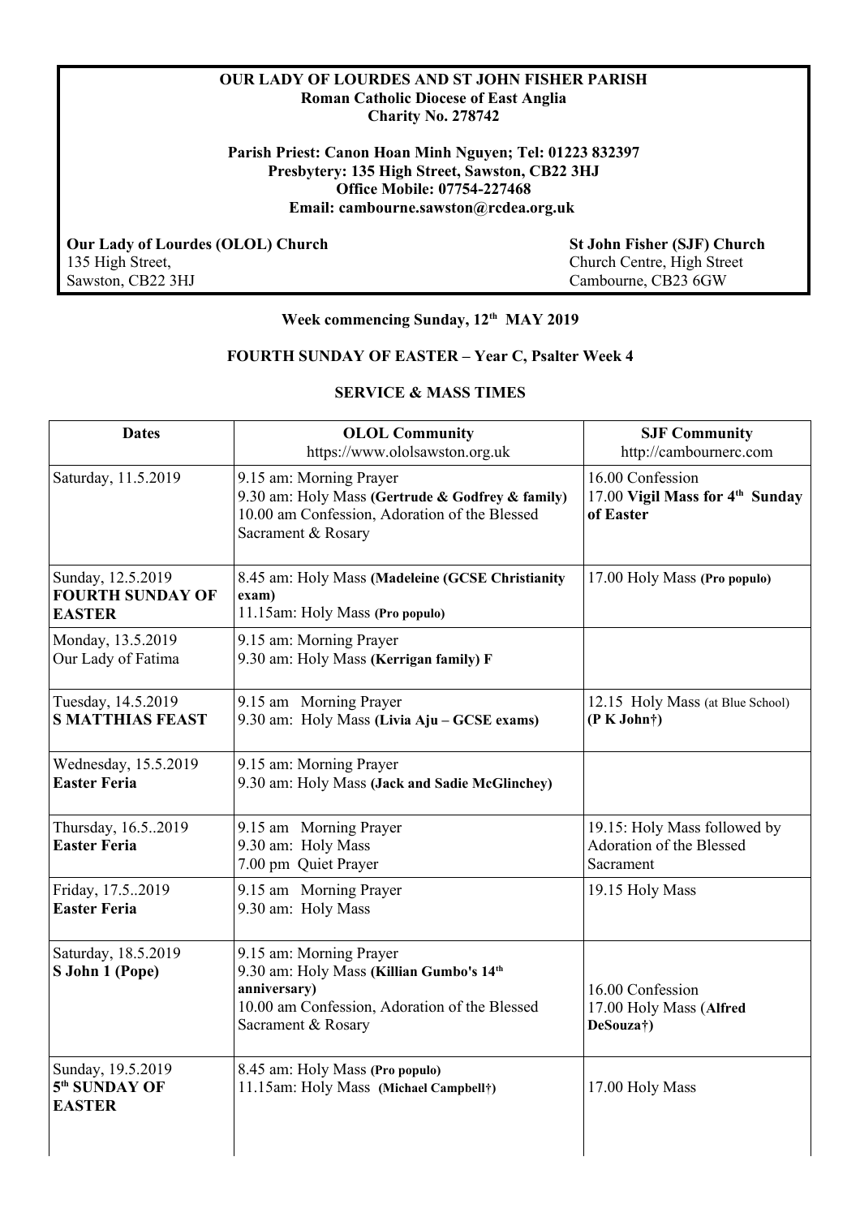**OUR LADY OF LOURDES AND ST JOHN FISHER PARISH**
**Roman Catholic Diocese of East Anglia**
**Charity No. 278742**

**Parish Priest: Canon Hoan Minh Nguyen; Tel: 01223 832397**
**Presbytery: 135 High Street, Sawston, CB22 3HJ**
**Office Mobile: 07754-227468**
**Email: cambourne.sawston@rcdea.org.uk**

**Our Lady of Lourdes (OLOL) Church**
135 High Street,
Sawston, CB22 3HJ

**St John Fisher (SJF) Church**
Church Centre, High Street
Cambourne, CB23 6GW

**Week commencing Sunday, 12th MAY 2019**

**FOURTH SUNDAY OF EASTER – Year C, Psalter Week 4**

**SERVICE & MASS TIMES**

| **Dates** | **OLOL Community** https://www.ololsawston.org.uk | **SJF Community** http://cambournerc.com |
|---|---|---|
| Saturday, 11.5.2019 | 9.15 am: Morning Prayer<br>9.30 am: Holy Mass **(Gertrude & Godfrey & family)**<br>10.00 am Confession, Adoration of the Blessed Sacrament & Rosary | 16.00 Confession<br>17.00 **Vigil Mass for 4th Sunday of Easter** |
| Sunday, 12.5.2019<br>**FOURTH SUNDAY OF EASTER** | 8.45 am: Holy Mass **(Madeleine (GCSE Christianity exam)**<br>11.15am: Holy Mass **(Pro populo)** | 17.00 Holy Mass **(Pro populo)** |
| Monday, 13.5.2019<br>Our Lady of Fatima | 9.15 am: Morning Prayer<br>9.30 am: Holy Mass **(Kerrigan family) F** | |
| Tuesday, 14.5.2019<br>**S MATTHIAS FEAST** | 9.15 am Morning Prayer<br>9.30 am: Holy Mass **(Livia Aju – GCSE exams)** | 12.15 Holy Mass (at Blue School)<br>**(P K John†)** |
| Wednesday, 15.5.2019<br>**Easter Feria** | 9.15 am: Morning Prayer<br>9.30 am: Holy Mass **(Jack and Sadie McGlinchey)** | |
| Thursday, 16.5..2019<br>**Easter Feria** | 9.15 am Morning Prayer<br>9.30 am: Holy Mass<br>7.00 pm Quiet Prayer | 19.15: Holy Mass followed by Adoration of the Blessed Sacrament |
| Friday, 17.5..2019<br>**Easter Feria** | 9.15 am Morning Prayer<br>9.30 am: Holy Mass | 19.15 Holy Mass |
| Saturday, 18.5.2019<br>**S John 1 (Pope)** | 9.15 am: Morning Prayer<br>9.30 am: Holy Mass **(Killian Gumbo's 14th anniversary)**<br>10.00 am Confession, Adoration of the Blessed Sacrament & Rosary | 16.00 Confession<br>17.00 Holy Mass (**Alfred DeSouza†)** |
| Sunday, 19.5.2019<br>**5th SUNDAY OF EASTER** | 8.45 am: Holy Mass **(Pro populo)**<br>11.15am: Holy Mass **(Michael Campbell†)** | 17.00 Holy Mass |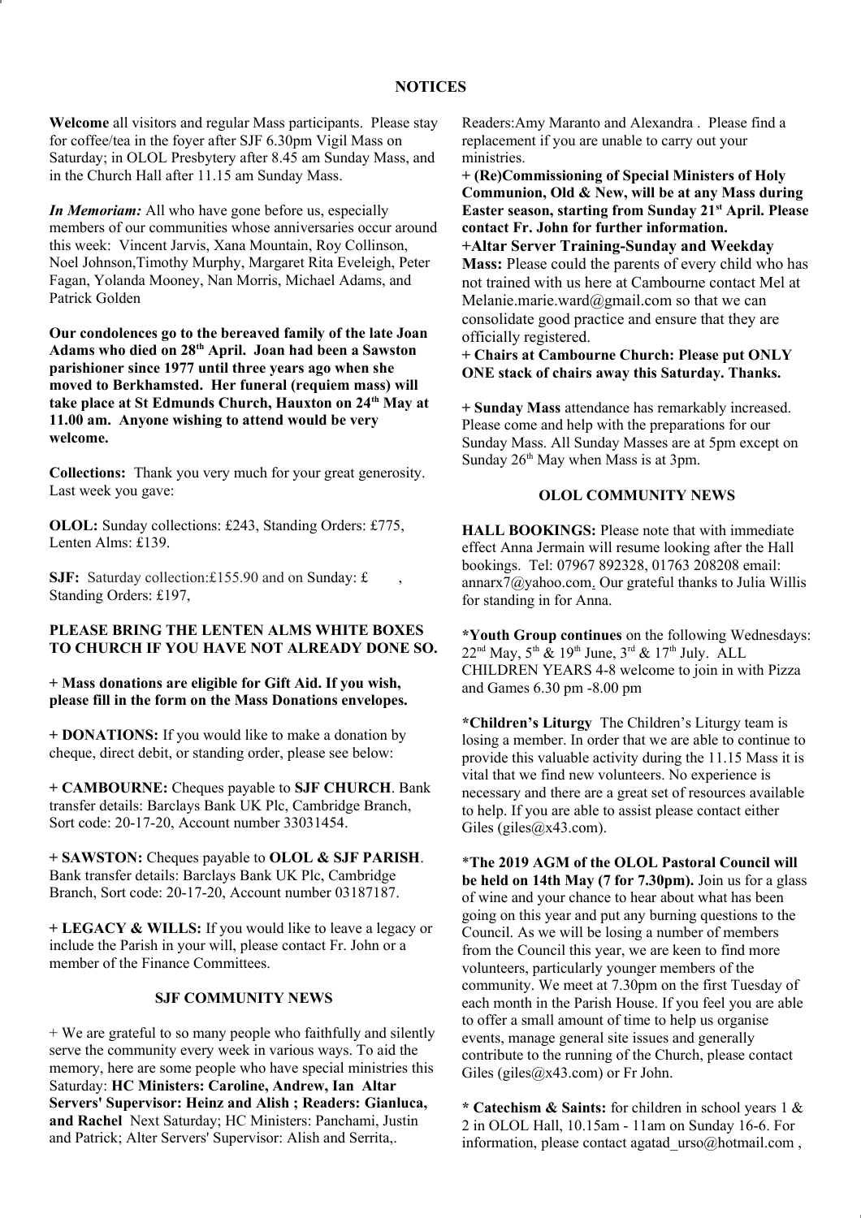## NOTICES

**Welcome** all visitors and regular Mass participants. Please stay for coffee/tea in the foyer after SJF 6.30pm Vigil Mass on Saturday; in OLOL Presbytery after 8.45 am Sunday Mass, and in the Church Hall after 11.15 am Sunday Mass.

***In Memoriam:*** All who have gone before us, especially members of our communities whose anniversaries occur around this week: Vincent Jarvis, Xana Mountain, Roy Collinson, Noel Johnson,Timothy Murphy, Margaret Rita Eveleigh, Peter Fagan, Yolanda Mooney, Nan Morris, Michael Adams, and Patrick Golden

**Our condolences go to the bereaved family of the late Joan Adams who died on 28th April. Joan had been a Sawston parishioner since 1977 until three years ago when she moved to Berkhamsted. Her funeral (requiem mass) will take place at St Edmunds Church, Hauxton on 24th May at 11.00 am. Anyone wishing to attend would be very welcome.**

**Collections:** Thank you very much for your great generosity. Last week you gave:

**OLOL:** Sunday collections: £243, Standing Orders: £775, Lenten Alms: £139.

**SJF:** Saturday collection:£155.90 and on Sunday: £ , Standing Orders: £197,

**PLEASE BRING THE LENTEN ALMS WHITE BOXES TO CHURCH IF YOU HAVE NOT ALREADY DONE SO.**

**+ Mass donations are eligible for Gift Aid. If you wish, please fill in the form on the Mass Donations envelopes.**

**+ DONATIONS:** If you would like to make a donation by cheque, direct debit, or standing order, please see below:

**+ CAMBOURNE:** Cheques payable to **SJF CHURCH**. Bank transfer details: Barclays Bank UK Plc, Cambridge Branch, Sort code: 20-17-20, Account number 33031454.

**+ SAWSTON:** Cheques payable to **OLOL & SJF PARISH**. Bank transfer details: Barclays Bank UK Plc, Cambridge Branch, Sort code: 20-17-20, Account number 03187187.

**+ LEGACY & WILLS:** If you would like to leave a legacy or include the Parish in your will, please contact Fr. John or a member of the Finance Committees.

### SJF COMMUNITY NEWS

+ We are grateful to so many people who faithfully and silently serve the community every week in various ways. To aid the memory, here are some people who have special ministries this Saturday: **HC Ministers: Caroline, Andrew, Ian Altar Servers' Supervisor: Heinz and Alish ; Readers: Gianluca, and Rachel** Next Saturday; HC Ministers: Panchami, Justin and Patrick; Alter Servers' Supervisor: Alish and Serrita,. Readers:Amy Maranto and Alexandra . Please find a replacement if you are unable to carry out your ministries.

**+ (Re)Commissioning of Special Ministers of Holy Communion, Old & New, will be at any Mass during Easter season, starting from Sunday 21st April. Please contact Fr. John for further information.**

**+Altar Server Training-Sunday and Weekday Mass:** Please could the parents of every child who has not trained with us here at Cambourne contact Mel at Melanie.marie.ward@gmail.com so that we can consolidate good practice and ensure that they are officially registered.

**+ Chairs at Cambourne Church: Please put ONLY ONE stack of chairs away this Saturday. Thanks.**

**+ Sunday Mass** attendance has remarkably increased. Please come and help with the preparations for our Sunday Mass. All Sunday Masses are at 5pm except on Sunday 26th May when Mass is at 3pm.

### OLOL COMMUNITY NEWS

**HALL BOOKINGS:** Please note that with immediate effect Anna Jermain will resume looking after the Hall bookings. Tel: 07967 892328, 01763 208208 email: annarx7@yahoo.com. Our grateful thanks to Julia Willis for standing in for Anna.

**\*Youth Group continues** on the following Wednesdays: 22nd May, 5th & 19th June, 3rd & 17th July. ALL CHILDREN YEARS 4-8 welcome to join in with Pizza and Games 6.30 pm -8.00 pm

**\*Children's Liturgy** The Children's Liturgy team is losing a member. In order that we are able to continue to provide this valuable activity during the 11.15 Mass it is vital that we find new volunteers. No experience is necessary and there are a great set of resources available to help. If you are able to assist please contact either Giles (giles@x43.com).

\***The 2019 AGM of the OLOL Pastoral Council will be held on 14th May (7 for 7.30pm).** Join us for a glass of wine and your chance to hear about what has been going on this year and put any burning questions to the Council. As we will be losing a number of members from the Council this year, we are keen to find more volunteers, particularly younger members of the community. We meet at 7.30pm on the first Tuesday of each month in the Parish House. If you feel you are able to offer a small amount of time to help us organise events, manage general site issues and generally contribute to the running of the Church, please contact Giles (giles@x43.com) or Fr John.

**\* Catechism & Saints:** for children in school years 1 & 2 in OLOL Hall, 10.15am - 11am on Sunday 16-6. For information, please contact agatad_urso@hotmail.com ,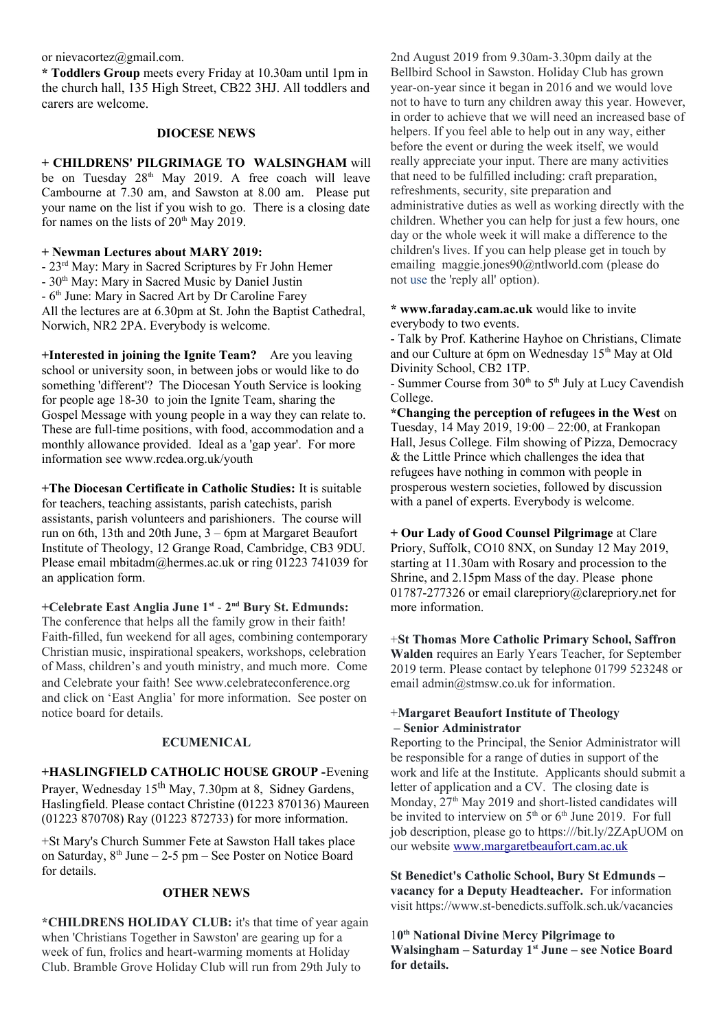or nievacortez@gmail.com.

**\* Toddlers Group** meets every Friday at 10.30am until 1pm in the church hall, 135 High Street, CB22 3HJ. All toddlers and carers are welcome.

## DIOCESE NEWS

**+ CHILDRENS' PILGRIMAGE TO WALSINGHAM** will be on Tuesday 28th May 2019. A free coach will leave Cambourne at 7.30 am, and Sawston at 8.00 am. Please put your name on the list if you wish to go. There is a closing date for names on the lists of 20th May 2019.

**+ Newman Lectures about MARY 2019:**

- 23rd May: Mary in Sacred Scriptures by Fr John Hemer
- 30th May: Mary in Sacred Music by Daniel Justin
- 6th June: Mary in Sacred Art by Dr Caroline Farey

All the lectures are at 6.30pm at St. John the Baptist Cathedral, Norwich, NR2 2PA. Everybody is welcome.

**+Interested in joining the Ignite Team?** Are you leaving school or university soon, in between jobs or would like to do something 'different'? The Diocesan Youth Service is looking for people age 18-30 to join the Ignite Team, sharing the Gospel Message with young people in a way they can relate to. These are full-time positions, with food, accommodation and a monthly allowance provided. Ideal as a 'gap year'. For more information see www.rcdea.org.uk/youth

**+The Diocesan Certificate in Catholic Studies:** It is suitable for teachers, teaching assistants, parish catechists, parish assistants, parish volunteers and parishioners. The course will run on 6th, 13th and 20th June, 3 – 6pm at Margaret Beaufort Institute of Theology, 12 Grange Road, Cambridge, CB3 9DU. Please email mbitadm@hermes.ac.uk or ring 01223 741039 for an application form.

**+Celebrate East Anglia June 1st - 2nd Bury St. Edmunds:** The conference that helps all the family grow in their faith! Faith-filled, fun weekend for all ages, combining contemporary Christian music, inspirational speakers, workshops, celebration of Mass, children's and youth ministry, and much more. Come and Celebrate your faith! See www.celebrateconference.org and click on 'East Anglia' for more information. See poster on notice board for details.

## ECUMENICAL

**+HASLINGFIELD CATHOLIC HOUSE GROUP -**Evening Prayer, Wednesday 15th May, 7.30pm at 8, Sidney Gardens, Haslingfield. Please contact Christine (01223 870136) Maureen (01223 870708) Ray (01223 872733) for more information.

+St Mary's Church Summer Fete at Sawston Hall takes place on Saturday, 8th June – 2-5 pm – See Poster on Notice Board for details.

## OTHER NEWS

**\*CHILDRENS HOLIDAY CLUB:** it's that time of year again when 'Christians Together in Sawston' are gearing up for a week of fun, frolics and heart-warming moments at Holiday Club. Bramble Grove Holiday Club will run from 29th July to 2nd August 2019 from 9.30am-3.30pm daily at the Bellbird School in Sawston. Holiday Club has grown year-on-year since it began in 2016 and we would love not to have to turn any children away this year. However, in order to achieve that we will need an increased base of helpers. If you feel able to help out in any way, either before the event or during the week itself, we would really appreciate your input. There are many activities that need to be fulfilled including: craft preparation, refreshments, security, site preparation and administrative duties as well as working directly with the children. Whether you can help for just a few hours, one day or the whole week it will make a difference to the children's lives. If you can help please get in touch by emailing maggie.jones90@ntlworld.com (please do not use the 'reply all' option).

**\* www.faraday.cam.ac.uk** would like to invite everybody to two events.

- Talk by Prof. Katherine Hayhoe on Christians, Climate and our Culture at 6pm on Wednesday 15th May at Old Divinity School, CB2 1TP.
- Summer Course from 30th to 5th July at Lucy Cavendish College.

**\*Changing the perception of refugees in the West** on Tuesday, 14 May 2019, 19:00 – 22:00, at Frankopan Hall, Jesus College. Film showing of Pizza, Democracy & the Little Prince which challenges the idea that refugees have nothing in common with people in prosperous western societies, followed by discussion with a panel of experts. Everybody is welcome.

**+ Our Lady of Good Counsel Pilgrimage** at Clare Priory, Suffolk, CO10 8NX, on Sunday 12 May 2019, starting at 11.30am with Rosary and procession to the Shrine, and 2.15pm Mass of the day. Please phone 01787-277326 or email clarepriory@clarepriory.net for more information.

+**St Thomas More Catholic Primary School, Saffron Walden** requires an Early Years Teacher, for September 2019 term. Please contact by telephone 01799 523248 or email admin@stmsw.co.uk for information.

+**Margaret Beaufort Institute of Theology – Senior Administrator**

Reporting to the Principal, the Senior Administrator will be responsible for a range of duties in support of the work and life at the Institute. Applicants should submit a letter of application and a CV. The closing date is Monday, 27th May 2019 and short-listed candidates will be invited to interview on 5th or 6th June 2019. For full job description, please go to https:///bit.ly/2ZApUOM on our website www.margaretbeaufort.cam.ac.uk

**St Benedict's Catholic School, Bury St Edmunds – vacancy for a Deputy Headteacher.** For information visit https://www.st-benedicts.suffolk.sch.uk/vacancies

**10th National Divine Mercy Pilgrimage to Walsingham – Saturday 1st June – see Notice Board for details.**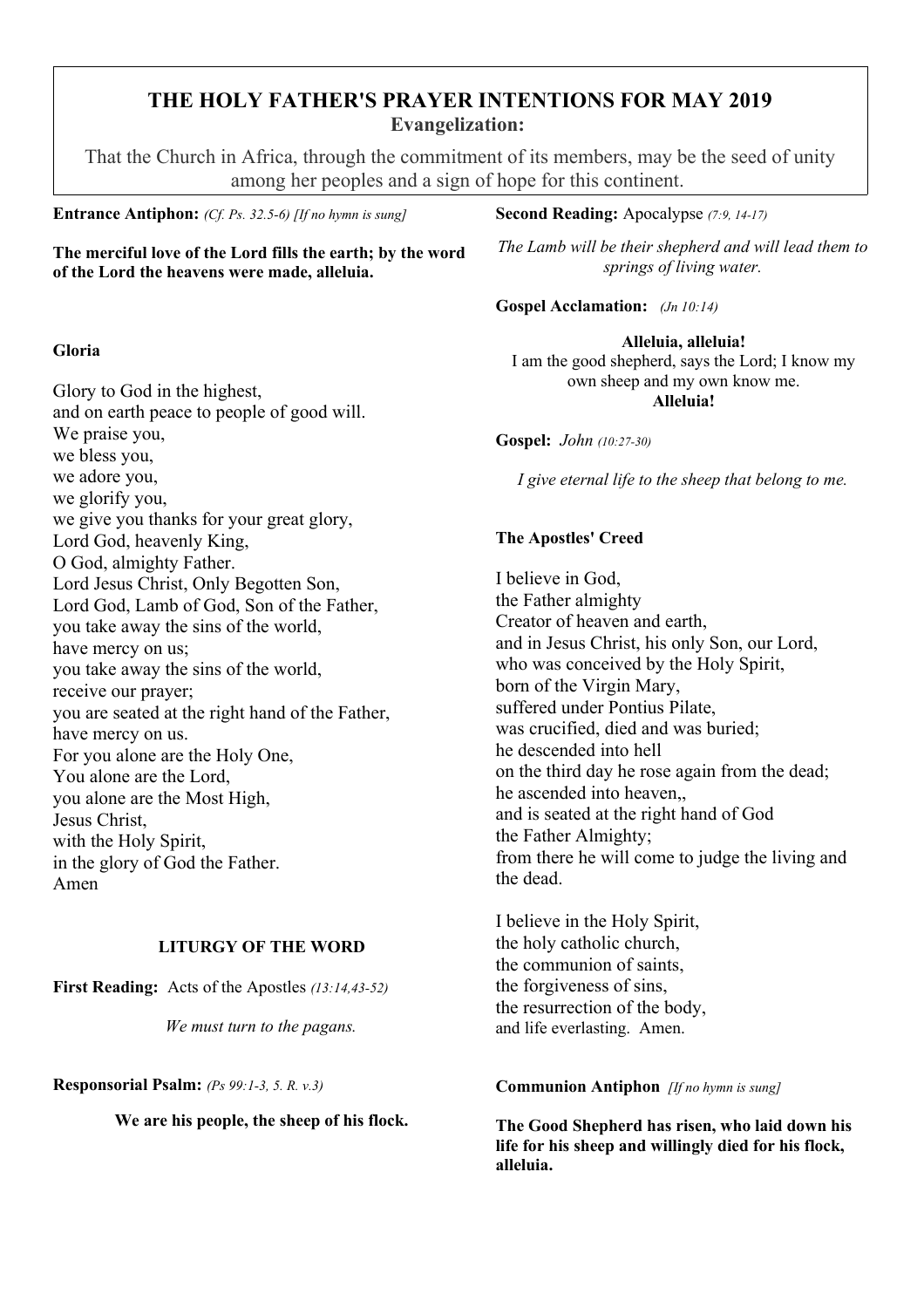## THE HOLY FATHER'S PRAYER INTENTIONS FOR MAY 2019

**Evangelization:**

That the Church in Africa, through the commitment of its members, may be the seed of unity among her peoples and a sign of hope for this continent.

**Entrance Antiphon:** *(Cf. Ps. 32.5-6) [If no hymn is sung]*

**The merciful love of the Lord fills the earth; by the word of the Lord the heavens were made, alleluia.**

**Gloria**

Glory to God in the highest,
and on earth peace to people of good will.
We praise you,
we bless you,
we adore you,
we glorify you,
we give you thanks for your great glory,
Lord God, heavenly King,
O God, almighty Father.
Lord Jesus Christ, Only Begotten Son,
Lord God, Lamb of God, Son of the Father,
you take away the sins of the world,
have mercy on us;
you take away the sins of the world,
receive our prayer;
you are seated at the right hand of the Father,
have mercy on us.
For you alone are the Holy One,
You alone are the Lord,
you alone are the Most High,
Jesus Christ,
with the Holy Spirit,
in the glory of God the Father.
Amen

### LITURGY OF THE WORD

**First Reading:** Acts of the Apostles *(13:14,43-52)*

*We must turn to the pagans.*

**Responsorial Psalm:** *(Ps 99:1-3, 5. R. v.3)*

**We are his people, the sheep of his flock.**

**Second Reading:** Apocalypse *(7:9, 14-17)*

*The Lamb will be their shepherd and will lead them to springs of living water.*

**Gospel Acclamation:** *(Jn 10:14)*

**Alleluia, alleluia!**
I am the good shepherd, says the Lord; I know my own sheep and my own know me.
**Alleluia!**

**Gospel:** *John (10:27-30)*

*I give eternal life to the sheep that belong to me.*

**The Apostles' Creed**

I believe in God,
the Father almighty
Creator of heaven and earth,
and in Jesus Christ, his only Son, our Lord,
who was conceived by the Holy Spirit,
born of the Virgin Mary,
suffered under Pontius Pilate,
was crucified, died and was buried;
he descended into hell
on the third day he rose again from the dead;
he ascended into heaven,,
and is seated at the right hand of God
the Father Almighty;
from there he will come to judge the living and the dead.

I believe in the Holy Spirit,
the holy catholic church,
the communion of saints,
the forgiveness of sins,
the resurrection of the body,
and life everlasting. Amen.

**Communion Antiphon** *[If no hymn is sung]*

**The Good Shepherd has risen, who laid down his life for his sheep and willingly died for his flock, alleluia.**